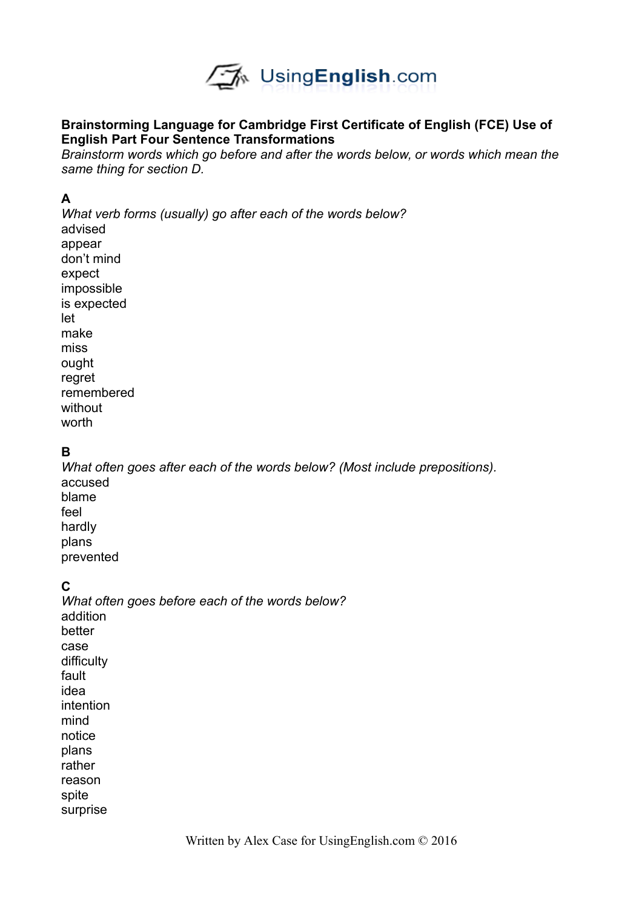UsingEnglish.com

**Brainstorming Language for Cambridge First Certificate of English (FCE) Use of English Part Four Sentence Transformations**

*Brainstorm words which go before and after the words below, or words which mean the same thing for section D.*

**A**

*What verb forms (usually) go after each of the words below?*

advised
appear
don't mind
expect
impossible
is expected
let
make
miss
ought
regret
remembered
without
worth

**B**

*What often goes after each of the words below? (Most include prepositions).*

accused
blame
feel
hardly
plans
prevented

**C**

*What often goes before each of the words below?*

addition
better
case
difficulty
fault
idea
intention
mind
notice
plans
rather
reason
spite
surprise

Written by Alex Case for UsingEnglish.com © 2016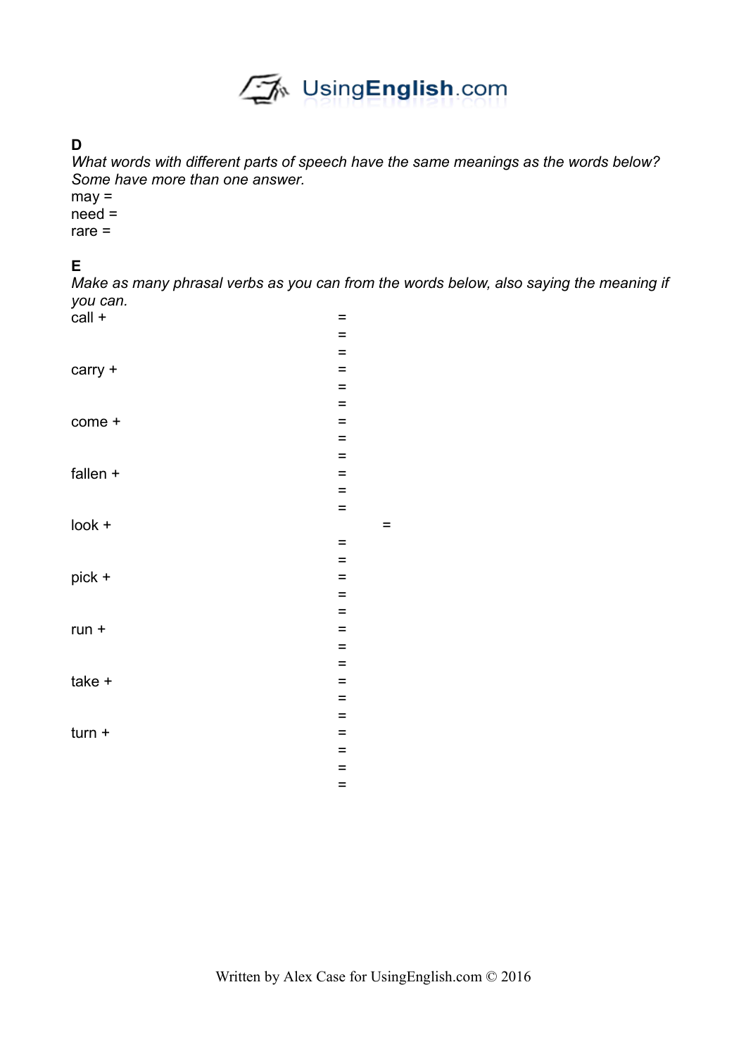**D**

*What words with different parts of speech have the same meanings as the words below? Some have more than one answer.*

may =
need =
rare =

**E**

*Make as many phrasal verbs as you can from the words below, also saying the meaning if you can.*

call + =
=
=

carry + =
=
=

come + =
=
=

fallen + =
=
=

look + =
=
=

pick + =
=
=

run + =
=
=

take + =
=
=

turn + =
=
=
=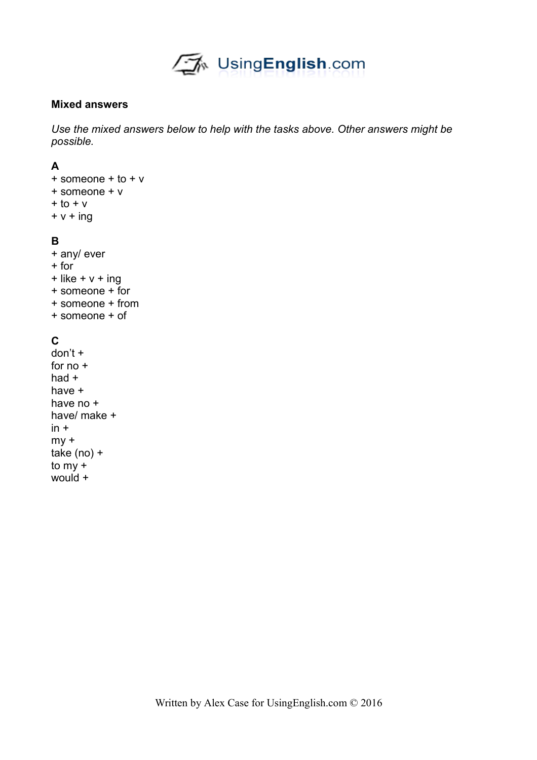**Mixed answers**

*Use the mixed answers below to help with the tasks above. Other answers might be possible.*

**A**
+ someone + to + v
+ someone + v
+ to + v
+ v + ing

**B**
+ any/ ever
+ for
+ like + v + ing
+ someone + for
+ someone + from
+ someone + of

**C**
don't +
for no +
had +
have +
have no +
have/ make +
in +
my +
take (no) +
to my +
would +

Written by Alex Case for UsingEnglish.com © 2016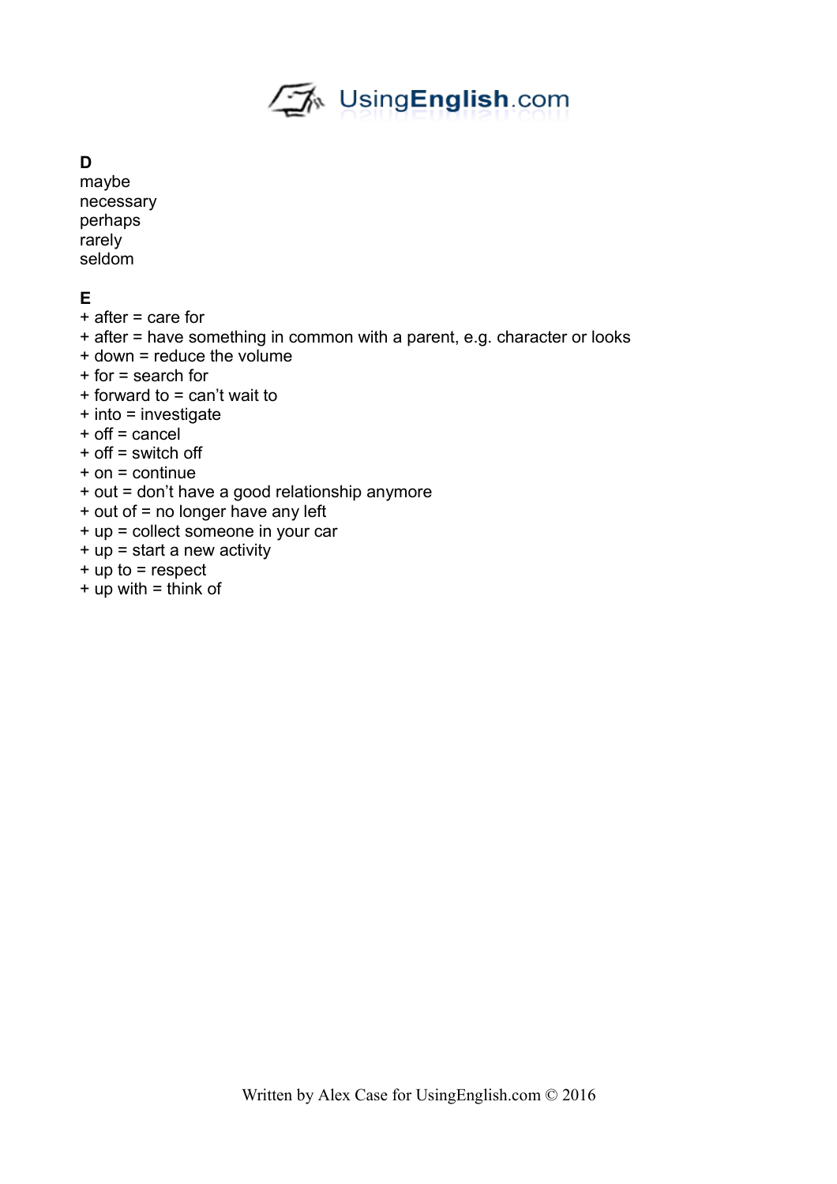**D**

maybe
necessary
perhaps
rarely
seldom

**E**

+ after = care for
+ after = have something in common with a parent, e.g. character or looks
+ down = reduce the volume
+ for = search for
+ forward to = can't wait to
+ into = investigate
+ off = cancel
+ off = switch off
+ on = continue
+ out = don't have a good relationship anymore
+ out of = no longer have any left
+ up = collect someone in your car
+ up = start a new activity
+ up to = respect
+ up with = think of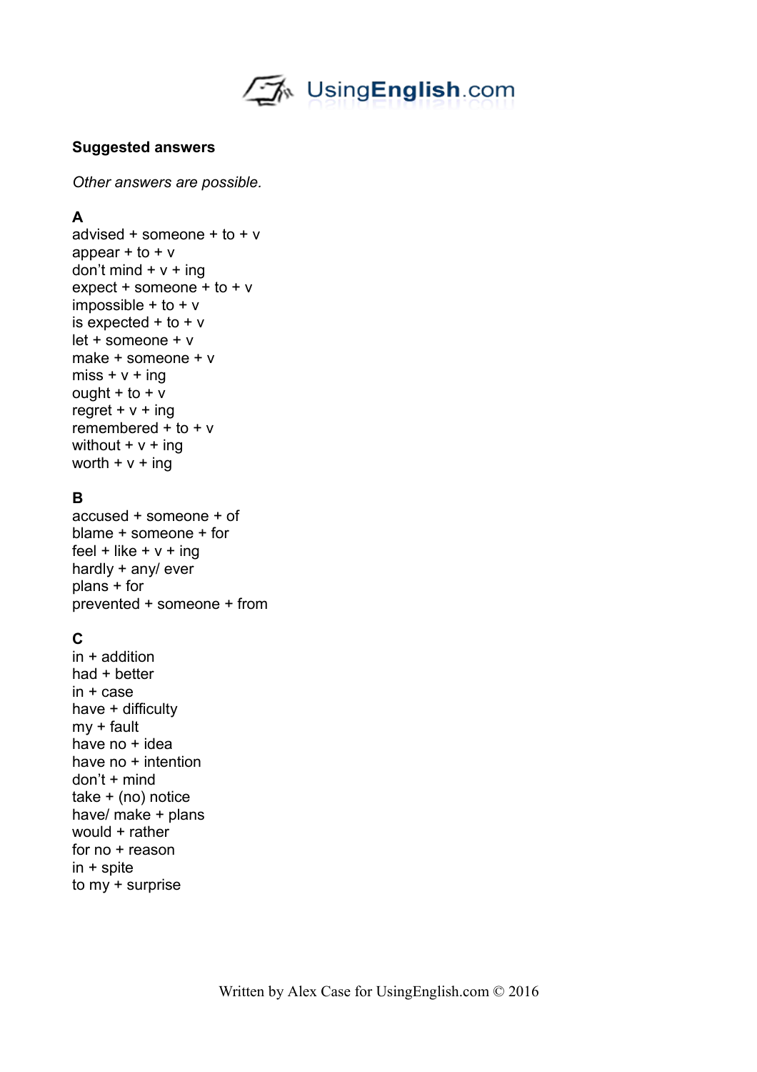**Suggested answers**

*Other answers are possible.*

**A**

advised + someone + to + v
appear + to + v
don't mind + v + ing
expect + someone + to + v
impossible + to + v
is expected + to + v
let + someone + v
make + someone + v
miss + v + ing
ought + to + v
regret + v + ing
remembered + to + v
without + v + ing
worth + v + ing

**B**

accused + someone + of
blame + someone + for
feel + like + v + ing
hardly + any/ ever
plans + for
prevented + someone + from

**C**

in + addition
had + better
in + case
have + difficulty
my + fault
have no + idea
have no + intention
don't + mind
take + (no) notice
have/ make + plans
would + rather
for no + reason
in + spite
to my + surprise

Written by Alex Case for UsingEnglish.com © 2016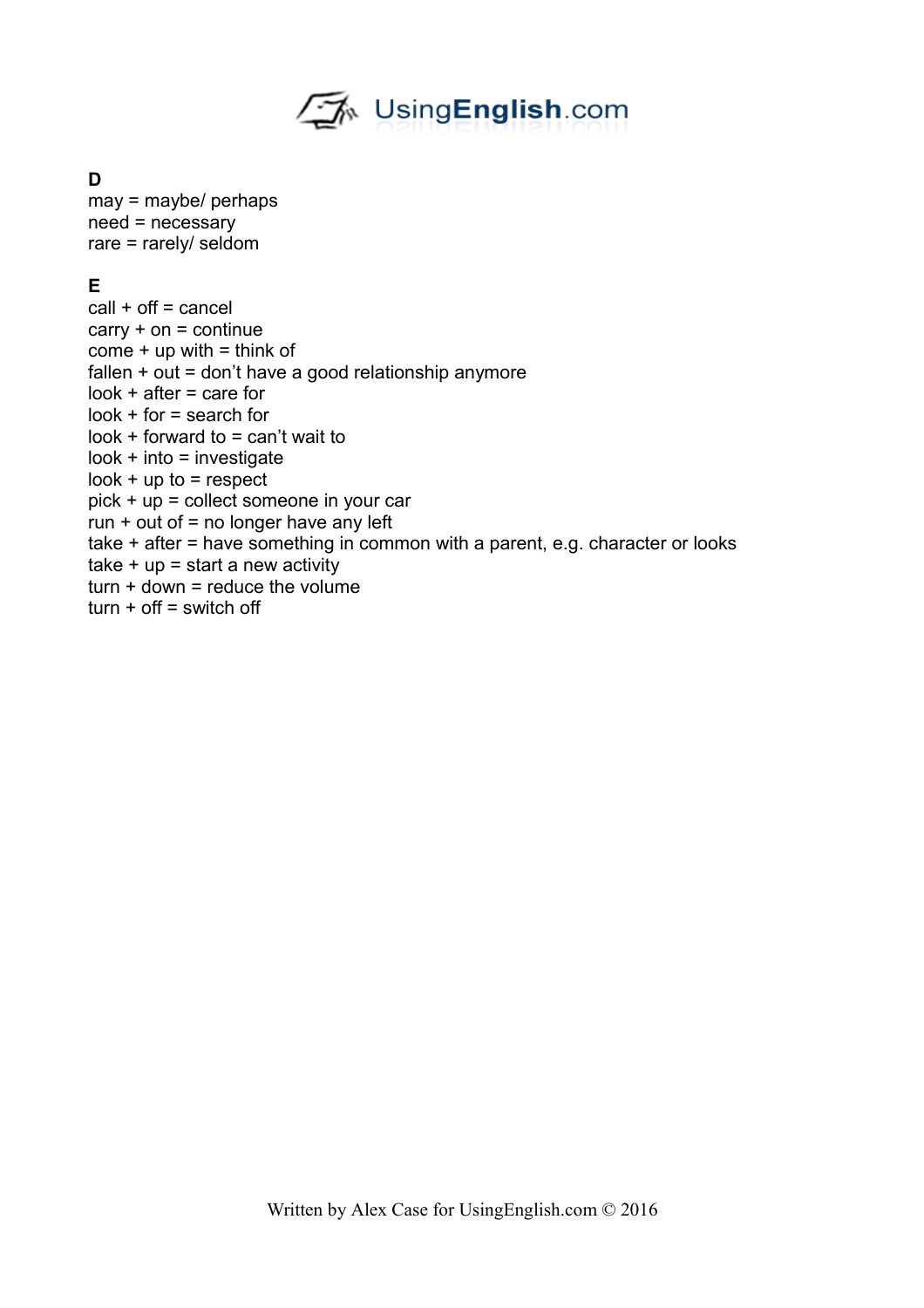**D**

may = maybe/ perhaps
need = necessary
rare = rarely/ seldom

**E**

call + off = cancel
carry + on = continue
come + up with = think of
fallen + out = don't have a good relationship anymore
look + after = care for
look + for = search for
look + forward to = can't wait to
look + into = investigate
look + up to = respect
pick + up = collect someone in your car
run + out of = no longer have any left
take + after = have something in common with a parent, e.g. character or looks
take + up = start a new activity
turn + down = reduce the volume
turn + off = switch off

Written by Alex Case for UsingEnglish.com © 2016